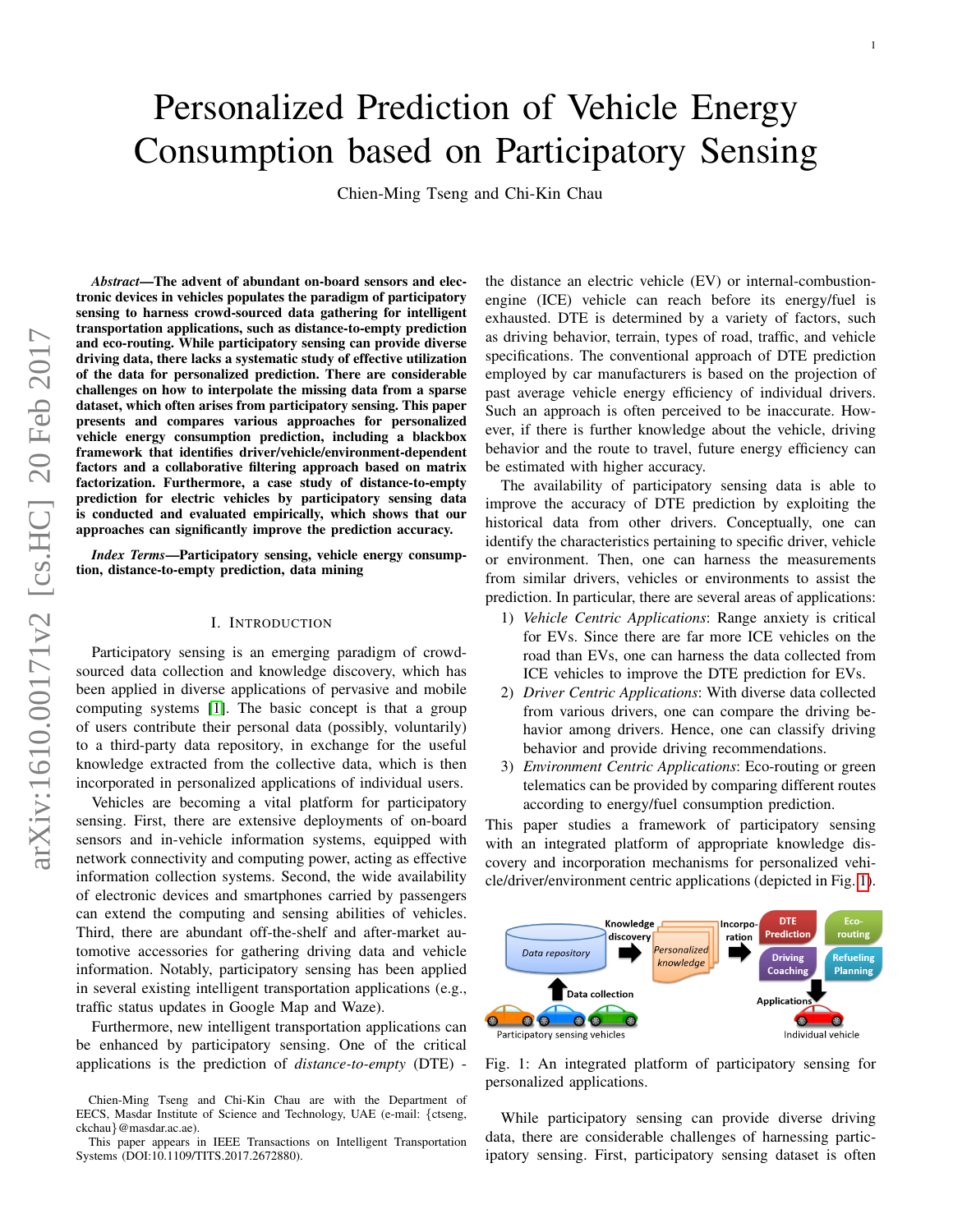# Personalized Prediction of Vehicle Energy Consumption based on Participatory Sensing

Chien-Ming Tseng and Chi-Kin Chau

***Abstract*—The advent of abundant on-board sensors and electronic devices in vehicles populates the paradigm of participatory sensing to harness crowd-sourced data gathering for intelligent transportation applications, such as distance-to-empty prediction and eco-routing. While participatory sensing can provide diverse driving data, there lacks a systematic study of effective utilization of the data for personalized prediction. There are considerable challenges on how to interpolate the missing data from a sparse dataset, which often arises from participatory sensing. This paper presents and compares various approaches for personalized vehicle energy consumption prediction, including a blackbox framework that identifies driver/vehicle/environment-dependent factors and a collaborative filtering approach based on matrix factorization. Furthermore, a case study of distance-to-empty prediction for electric vehicles by participatory sensing data is conducted and evaluated empirically, which shows that our approaches can significantly improve the prediction accuracy.**

***Index Terms*—Participatory sensing, vehicle energy consumption, distance-to-empty prediction, data mining**

## I. Introduction

Participatory sensing is an emerging paradigm of crowd-sourced data collection and knowledge discovery, which has been applied in diverse applications of pervasive and mobile computing systems [1]. The basic concept is that a group of users contribute their personal data (possibly, voluntarily) to a third-party data repository, in exchange for the useful knowledge extracted from the collective data, which is then incorporated in personalized applications of individual users.

Vehicles are becoming a vital platform for participatory sensing. First, there are extensive deployments of on-board sensors and in-vehicle information systems, equipped with network connectivity and computing power, acting as effective information collection systems. Second, the wide availability of electronic devices and smartphones carried by passengers can extend the computing and sensing abilities of vehicles. Third, there are abundant off-the-shelf and after-market automotive accessories for gathering driving data and vehicle information. Notably, participatory sensing has been applied in several existing intelligent transportation applications (e.g., traffic status updates in Google Map and Waze).

Furthermore, new intelligent transportation applications can be enhanced by participatory sensing. One of the critical applications is the prediction of *distance-to-empty* (DTE) - the distance an electric vehicle (EV) or internal-combustion-engine (ICE) vehicle can reach before its energy/fuel is exhausted. DTE is determined by a variety of factors, such as driving behavior, terrain, types of road, traffic, and vehicle specifications. The conventional approach of DTE prediction employed by car manufacturers is based on the projection of past average vehicle energy efficiency of individual drivers. Such an approach is often perceived to be inaccurate. However, if there is further knowledge about the vehicle, driving behavior and the route to travel, future energy efficiency can be estimated with higher accuracy.

The availability of participatory sensing data is able to improve the accuracy of DTE prediction by exploiting the historical data from other drivers. Conceptually, one can identify the characteristics pertaining to specific driver, vehicle or environment. Then, one can harness the measurements from similar drivers, vehicles or environments to assist the prediction. In particular, there are several areas of applications:

1) *Vehicle Centric Applications*: Range anxiety is critical for EVs. Since there are far more ICE vehicles on the road than EVs, one can harness the data collected from ICE vehicles to improve the DTE prediction for EVs.
2) *Driver Centric Applications*: With diverse data collected from various drivers, one can compare the driving behavior among drivers. Hence, one can classify driving behavior and provide driving recommendations.
3) *Environment Centric Applications*: Eco-routing or green telematics can be provided by comparing different routes according to energy/fuel consumption prediction.

This paper studies a framework of participatory sensing with an integrated platform of appropriate knowledge discovery and incorporation mechanisms for personalized vehicle/driver/environment centric applications (depicted in Fig. 1).

Fig. 1: An integrated platform of participatory sensing for personalized applications.

While participatory sensing can provide diverse driving data, there are considerable challenges of harnessing participatory sensing. First, participatory sensing dataset is often

Chien-Ming Tseng and Chi-Kin Chau are with the Department of EECS, Masdar Institute of Science and Technology, UAE (e-mail: {ctseng, ckchau}@masdar.ac.ae).

This paper appears in IEEE Transactions on Intelligent Transportation Systems (DOI:10.1109/TITS.2017.2672880).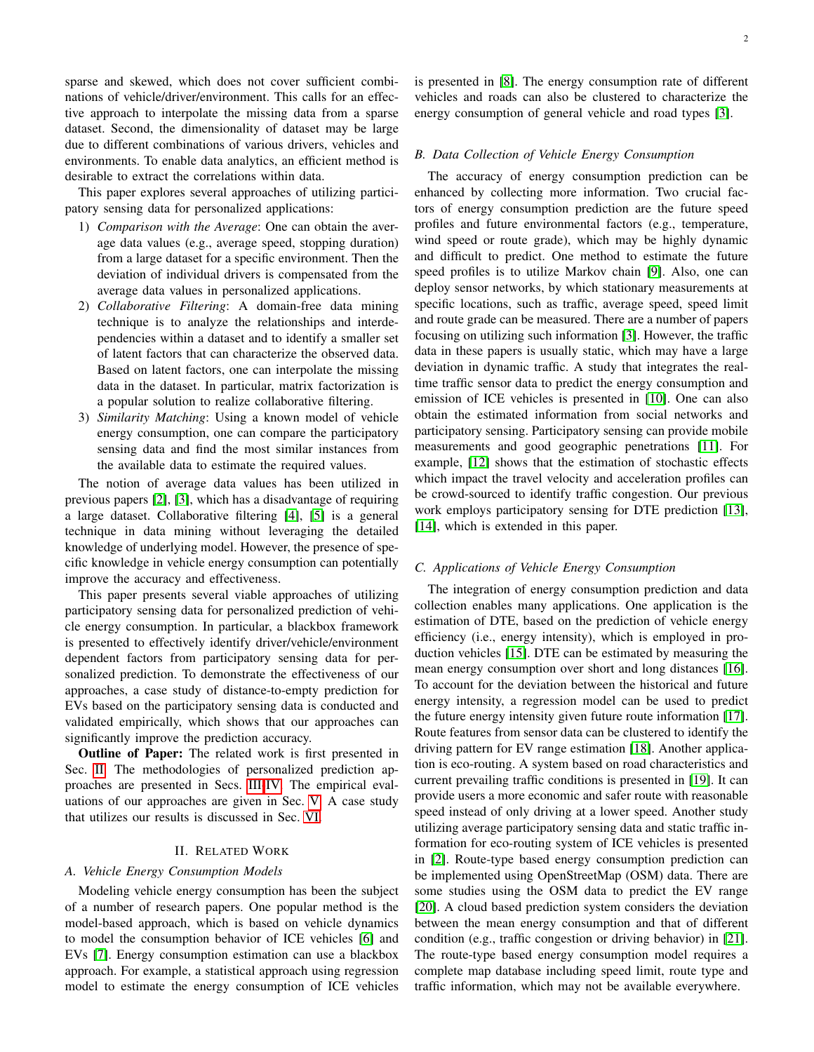sparse and skewed, which does not cover sufficient combinations of vehicle/driver/environment. This calls for an effective approach to interpolate the missing data from a sparse dataset. Second, the dimensionality of dataset may be large due to different combinations of various drivers, vehicles and environments. To enable data analytics, an efficient method is desirable to extract the correlations within data.

This paper explores several approaches of utilizing participatory sensing data for personalized applications:

1) *Comparison with the Average*: One can obtain the average data values (e.g., average speed, stopping duration) from a large dataset for a specific environment. Then the deviation of individual drivers is compensated from the average data values in personalized applications.
2) *Collaborative Filtering*: A domain-free data mining technique is to analyze the relationships and interdependencies within a dataset and to identify a smaller set of latent factors that can characterize the observed data. Based on latent factors, one can interpolate the missing data in the dataset. In particular, matrix factorization is a popular solution to realize collaborative filtering.
3) *Similarity Matching*: Using a known model of vehicle energy consumption, one can compare the participatory sensing data and find the most similar instances from the available data to estimate the required values.

The notion of average data values has been utilized in previous papers [2], [3], which has a disadvantage of requiring a large dataset. Collaborative filtering [4], [5] is a general technique in data mining without leveraging the detailed knowledge of underlying model. However, the presence of specific knowledge in vehicle energy consumption can potentially improve the accuracy and effectiveness.

This paper presents several viable approaches of utilizing participatory sensing data for personalized prediction of vehicle energy consumption. In particular, a blackbox framework is presented to effectively identify driver/vehicle/environment dependent factors from participatory sensing data for personalized prediction. To demonstrate the effectiveness of our approaches, a case study of distance-to-empty prediction for EVs based on the participatory sensing data is conducted and validated empirically, which shows that our approaches can significantly improve the prediction accuracy.

**Outline of Paper:** The related work is first presented in Sec. II. The methodologies of personalized prediction approaches are presented in Secs. III-IV. The empirical evaluations of our approaches are given in Sec. V. A case study that utilizes our results is discussed in Sec. VI.

## II. Related Work

### A. Vehicle Energy Consumption Models

Modeling vehicle energy consumption has been the subject of a number of research papers. One popular method is the model-based approach, which is based on vehicle dynamics to model the consumption behavior of ICE vehicles [6] and EVs [7]. Energy consumption estimation can use a blackbox approach. For example, a statistical approach using regression model to estimate the energy consumption of ICE vehicles is presented in [8]. The energy consumption rate of different vehicles and roads can also be clustered to characterize the energy consumption of general vehicle and road types [3].

### B. Data Collection of Vehicle Energy Consumption

The accuracy of energy consumption prediction can be enhanced by collecting more information. Two crucial factors of energy consumption prediction are the future speed profiles and future environmental factors (e.g., temperature, wind speed or route grade), which may be highly dynamic and difficult to predict. One method to estimate the future speed profiles is to utilize Markov chain [9]. Also, one can deploy sensor networks, by which stationary measurements at specific locations, such as traffic, average speed, speed limit and route grade can be measured. There are a number of papers focusing on utilizing such information [3]. However, the traffic data in these papers is usually static, which may have a large deviation in dynamic traffic. A study that integrates the real-time traffic sensor data to predict the energy consumption and emission of ICE vehicles is presented in [10]. One can also obtain the estimated information from social networks and participatory sensing. Participatory sensing can provide mobile measurements and good geographic penetrations [11]. For example, [12] shows that the estimation of stochastic effects which impact the travel velocity and acceleration profiles can be crowd-sourced to identify traffic congestion. Our previous work employs participatory sensing for DTE prediction [13], [14], which is extended in this paper.

### C. Applications of Vehicle Energy Consumption

The integration of energy consumption prediction and data collection enables many applications. One application is the estimation of DTE, based on the prediction of vehicle energy efficiency (i.e., energy intensity), which is employed in production vehicles [15]. DTE can be estimated by measuring the mean energy consumption over short and long distances [16]. To account for the deviation between the historical and future energy intensity, a regression model can be used to predict the future energy intensity given future route information [17]. Route features from sensor data can be clustered to identify the driving pattern for EV range estimation [18]. Another application is eco-routing. A system based on road characteristics and current prevailing traffic conditions is presented in [19]. It can provide users a more economic and safer route with reasonable speed instead of only driving at a lower speed. Another study utilizing average participatory sensing data and static traffic information for eco-routing system of ICE vehicles is presented in [2]. Route-type based energy consumption prediction can be implemented using OpenStreetMap (OSM) data. There are some studies using the OSM data to predict the EV range [20]. A cloud based prediction system considers the deviation between the mean energy consumption and that of different condition (e.g., traffic congestion or driving behavior) in [21]. The route-type based energy consumption model requires a complete map database including speed limit, route type and traffic information, which may not be available everywhere.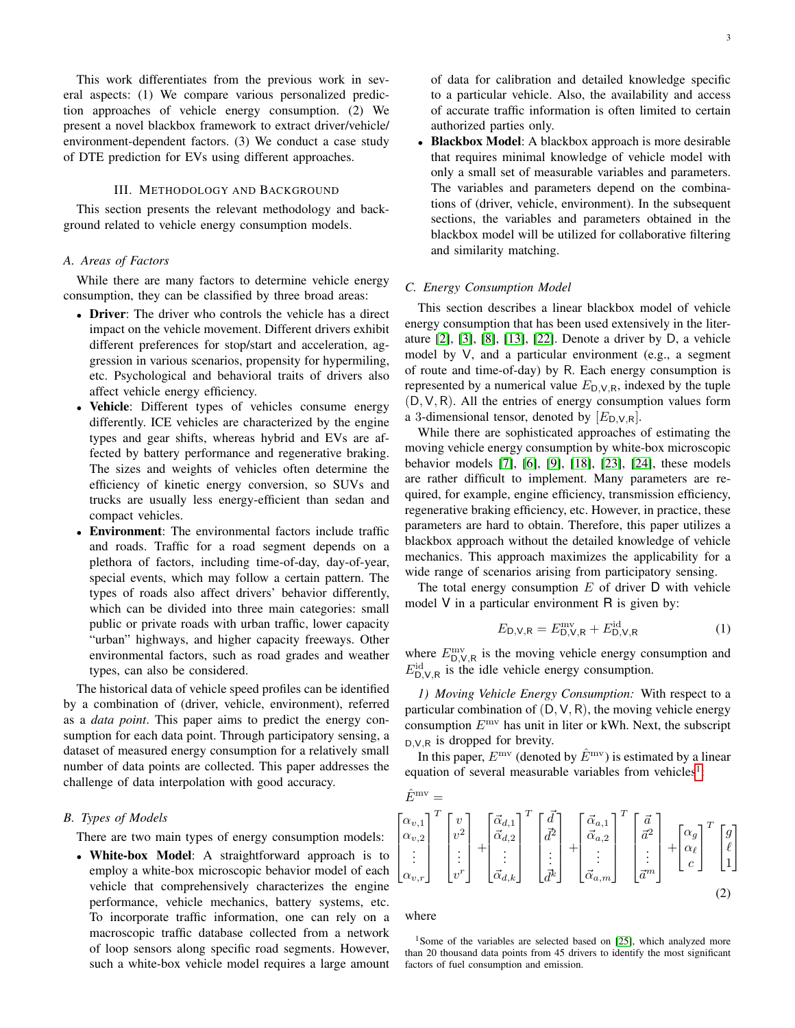This work differentiates from the previous work in several aspects: (1) We compare various personalized prediction approaches of vehicle energy consumption. (2) We present a novel blackbox framework to extract driver/vehicle/environment-dependent factors. (3) We conduct a case study of DTE prediction for EVs using different approaches.

## III. Methodology and Background

This section presents the relevant methodology and background related to vehicle energy consumption models.

### A. Areas of Factors

While there are many factors to determine vehicle energy consumption, they can be classified by three broad areas:

- **Driver**: The driver who controls the vehicle has a direct impact on the vehicle movement. Different drivers exhibit different preferences for stop/start and acceleration, aggression in various scenarios, propensity for hypermiling, etc. Psychological and behavioral traits of drivers also affect vehicle energy efficiency.
- **Vehicle**: Different types of vehicles consume energy differently. ICE vehicles are characterized by the engine types and gear shifts, whereas hybrid and EVs are affected by battery performance and regenerative braking. The sizes and weights of vehicles often determine the efficiency of kinetic energy conversion, so SUVs and trucks are usually less energy-efficient than sedan and compact vehicles.
- **Environment**: The environmental factors include traffic and roads. Traffic for a road segment depends on a plethora of factors, including time-of-day, day-of-year, special events, which may follow a certain pattern. The types of roads also affect drivers' behavior differently, which can be divided into three main categories: small public or private roads with urban traffic, lower capacity "urban" highways, and higher capacity freeways. Other environmental factors, such as road grades and weather types, can also be considered.

The historical data of vehicle speed profiles can be identified by a combination of (driver, vehicle, environment), referred as a *data point*. This paper aims to predict the energy consumption for each data point. Through participatory sensing, a dataset of measured energy consumption for a relatively small number of data points are collected. This paper addresses the challenge of data interpolation with good accuracy.

### B. Types of Models

There are two main types of energy consumption models:

- **White-box Model**: A straightforward approach is to employ a white-box microscopic behavior model of each vehicle that comprehensively characterizes the engine performance, vehicle mechanics, battery systems, etc. To incorporate traffic information, one can rely on a macroscopic traffic database collected from a network of loop sensors along specific road segments. However, such a white-box vehicle model requires a large amount of data for calibration and detailed knowledge specific to a particular vehicle. Also, the availability and access of accurate traffic information is often limited to certain authorized parties only.
- **Blackbox Model**: A blackbox approach is more desirable that requires minimal knowledge of vehicle model with only a small set of measurable variables and parameters. The variables and parameters depend on the combinations of (driver, vehicle, environment). In the subsequent sections, the variables and parameters obtained in the blackbox model will be utilized for collaborative filtering and similarity matching.

### C. Energy Consumption Model

This section describes a linear blackbox model of vehicle energy consumption that has been used extensively in the literature [2], [3], [8], [13], [22]. Denote a driver by $\mathsf{D}$, a vehicle model by $\mathsf{V}$, and a particular environment (e.g., a segment of route and time-of-day) by $\mathsf{R}$. Each energy consumption is represented by a numerical value $E_{\mathsf{D},\mathsf{V},\mathsf{R}}$, indexed by the tuple $(\mathsf{D}, \mathsf{V}, \mathsf{R})$. All the entries of energy consumption values form a 3-dimensional tensor, denoted by $[E_{\mathsf{D},\mathsf{V},\mathsf{R}}]$.

While there are sophisticated approaches of estimating the moving vehicle energy consumption by white-box microscopic behavior models [7], [6], [9], [18], [23], [24], these models are rather difficult to implement. Many parameters are required, for example, engine efficiency, transmission efficiency, regenerative braking efficiency, etc. However, in practice, these parameters are hard to obtain. Therefore, this paper utilizes a blackbox approach without the detailed knowledge of vehicle mechanics. This approach maximizes the applicability for a wide range of scenarios arising from participatory sensing.

The total energy consumption $E$ of driver $\mathsf{D}$ with vehicle model $\mathsf{V}$ in a particular environment $\mathsf{R}$ is given by:

$$E_{\mathsf{D},\mathsf{V},\mathsf{R}} = E^{\rm mv}_{\mathsf{D},\mathsf{V},\mathsf{R}} + E^{\rm id}_{\mathsf{D},\mathsf{V},\mathsf{R}} \tag{1}$$

where $E^{\rm mv}_{\mathsf{D},\mathsf{V},\mathsf{R}}$ is the moving vehicle energy consumption and $E^{\rm id}_{\mathsf{D},\mathsf{V},\mathsf{R}}$ is the idle vehicle energy consumption.

*1) Moving Vehicle Energy Consumption:* With respect to a particular combination of $(\mathsf{D}, \mathsf{V}, \mathsf{R})$, the moving vehicle energy consumption $E^{\rm mv}$ has unit in liter or kWh. Next, the subscript $_{\mathsf{D},\mathsf{V},\mathsf{R}}$ is dropped for brevity.

In this paper, $E^{\rm mv}$ (denoted by $\hat{E}^{\rm mv}$) is estimated by a linear equation of several measurable variables from vehicles[1]:

$$\hat{E}^{\rm mv} = \begin{bmatrix} \alpha_{v,1} \\ \alpha_{v,2} \\ \vdots \\ \alpha_{v,r} \end{bmatrix}^T \begin{bmatrix} v \\ v^2 \\ \vdots \\ v^r \end{bmatrix} + \begin{bmatrix} \vec{\alpha}_{d,1} \\ \vec{\alpha}_{d,2} \\ \vdots \\ \vec{\alpha}_{d,k} \end{bmatrix}^T \begin{bmatrix} \vec{d} \\ \vec{d}^2 \\ \vdots \\ \vec{d}^k \end{bmatrix} + \begin{bmatrix} \vec{\alpha}_{a,1} \\ \vec{\alpha}_{a,2} \\ \vdots \\ \vec{\alpha}_{a,m} \end{bmatrix}^T \begin{bmatrix} \vec{a} \\ \vec{a}^2 \\ \vdots \\ \vec{a}^m \end{bmatrix} + \begin{bmatrix} \alpha_g \\ \alpha_\ell \\ c \end{bmatrix}^T \begin{bmatrix} g \\ \ell \\ 1 \end{bmatrix} \tag{2}$$

where

[1]Some of the variables are selected based on [25], which analyzed more than 20 thousand data points from 45 drivers to identify the most significant factors of fuel consumption and emission.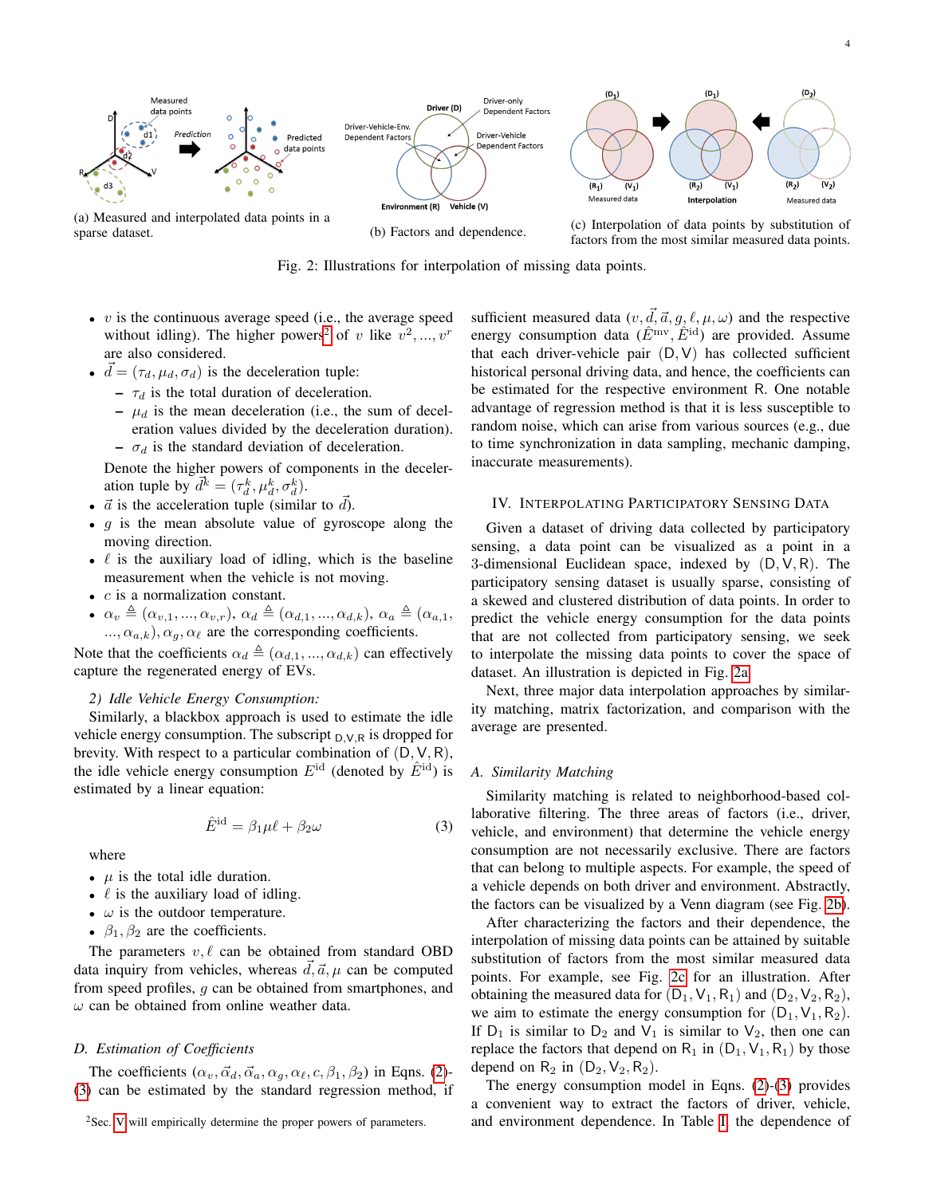(a) Measured and interpolated data points in a sparse dataset.

(b) Factors and dependence.

(c) Interpolation of data points by substitution of factors from the most similar measured data points.

Fig. 2: Illustrations for interpolation of missing data points.

- $v$ is the continuous average speed (i.e., the average speed without idling). The higher powers[2] of $v$ like $v^2, ..., v^r$ are also considered.
- $\vec{d} = (\tau_d, \mu_d, \sigma_d)$ is the deceleration tuple:
  - $\tau_d$ is the total duration of deceleration.
  - $\mu_d$ is the mean deceleration (i.e., the sum of deceleration values divided by the deceleration duration).
  - $\sigma_d$ is the standard deviation of deceleration.

  Denote the higher powers of components in the deceleration tuple by $\vec{d}^k = (\tau_d^k, \mu_d^k, \sigma_d^k)$.
- $\vec{a}$ is the acceleration tuple (similar to $\vec{d}$).
- $g$ is the mean absolute value of gyroscope along the moving direction.
- $\ell$ is the auxiliary load of idling, which is the baseline measurement when the vehicle is not moving.
- $c$ is a normalization constant.
- $\alpha_v \triangleq (\alpha_{v,1}, ..., \alpha_{v,r})$, $\alpha_d \triangleq (\alpha_{d,1}, ..., \alpha_{d,k})$, $\alpha_a \triangleq (\alpha_{a,1}, ..., \alpha_{a,k})$, $\alpha_g, \alpha_\ell$ are the corresponding coefficients.

Note that the coefficients $\alpha_d \triangleq (\alpha_{d,1}, ..., \alpha_{d,k})$ can effectively capture the regenerated energy of EVs.

*2) Idle Vehicle Energy Consumption:*

Similarly, a blackbox approach is used to estimate the idle vehicle energy consumption. The subscript $_{\mathsf{D,V,R}}$ is dropped for brevity. With respect to a particular combination of $(\mathsf{D}, \mathsf{V}, \mathsf{R})$, the idle vehicle energy consumption $E^{\rm id}$ (denoted by $\hat{E}^{\rm id}$) is estimated by a linear equation:

$$\hat{E}^{\rm id} = \beta_1 \mu \ell + \beta_2 \omega \tag{3}$$

where

- $\mu$ is the total idle duration.
- $\ell$ is the auxiliary load of idling.
- $\omega$ is the outdoor temperature.
- $\beta_1, \beta_2$ are the coefficients.

The parameters $v, \ell$ can be obtained from standard OBD data inquiry from vehicles, whereas $\vec{d}, \vec{a}, \mu$ can be computed from speed profiles, $g$ can be obtained from smartphones, and $\omega$ can be obtained from online weather data.

### D. Estimation of Coefficients

The coefficients $(\alpha_v, \vec{\alpha}_d, \vec{\alpha}_a, \alpha_g, \alpha_\ell, c, \beta_1, \beta_2)$ in Eqns. (2)-(3) can be estimated by the standard regression method, if sufficient measured data $(v, \vec{d}, \vec{a}, g, \ell, \mu, \omega)$ and the respective energy consumption data $(\hat{E}^{\rm mv}, \hat{E}^{\rm id})$ are provided. Assume that each driver-vehicle pair $(\mathsf{D}, \mathsf{V})$ has collected sufficient historical personal driving data, and hence, the coefficients can be estimated for the respective environment $\mathsf{R}$. One notable advantage of regression method is that it is less susceptible to random noise, which can arise from various sources (e.g., due to time synchronization in data sampling, mechanic damping, inaccurate measurements).

## IV. Interpolating Participatory Sensing Data

Given a dataset of driving data collected by participatory sensing, a data point can be visualized as a point in a 3-dimensional Euclidean space, indexed by $(\mathsf{D}, \mathsf{V}, \mathsf{R})$. The participatory sensing dataset is usually sparse, consisting of a skewed and clustered distribution of data points. In order to predict the vehicle energy consumption for the data points that are not collected from participatory sensing, we seek to interpolate the missing data points to cover the space of dataset. An illustration is depicted in Fig. 2a.

Next, three major data interpolation approaches by similarity matching, matrix factorization, and comparison with the average are presented.

### A. Similarity Matching

Similarity matching is related to neighborhood-based collaborative filtering. The three areas of factors (i.e., driver, vehicle, and environment) that determine the vehicle energy consumption are not necessarily exclusive. There are factors that can belong to multiple aspects. For example, the speed of a vehicle depends on both driver and environment. Abstractly, the factors can be visualized by a Venn diagram (see Fig. 2b).

After characterizing the factors and their dependence, the interpolation of missing data points can be attained by suitable substitution of factors from the most similar measured data points. For example, see Fig. 2c for an illustration. After obtaining the measured data for $(\mathsf{D}_1, \mathsf{V}_1, \mathsf{R}_1)$ and $(\mathsf{D}_2, \mathsf{V}_2, \mathsf{R}_2)$, we aim to estimate the energy consumption for $(\mathsf{D}_1, \mathsf{V}_1, \mathsf{R}_2)$. If $\mathsf{D}_1$ is similar to $\mathsf{D}_2$ and $\mathsf{V}_1$ is similar to $\mathsf{V}_2$, then one can replace the factors that depend on $\mathsf{R}_1$ in $(\mathsf{D}_1, \mathsf{V}_1, \mathsf{R}_1)$ by those depend on $\mathsf{R}_2$ in $(\mathsf{D}_2, \mathsf{V}_2, \mathsf{R}_2)$.

The energy consumption model in Eqns. (2)-(3) provides a convenient way to extract the factors of driver, vehicle, and environment dependence. In Table I, the dependence of

[2] Sec. V will empirically determine the proper powers of parameters.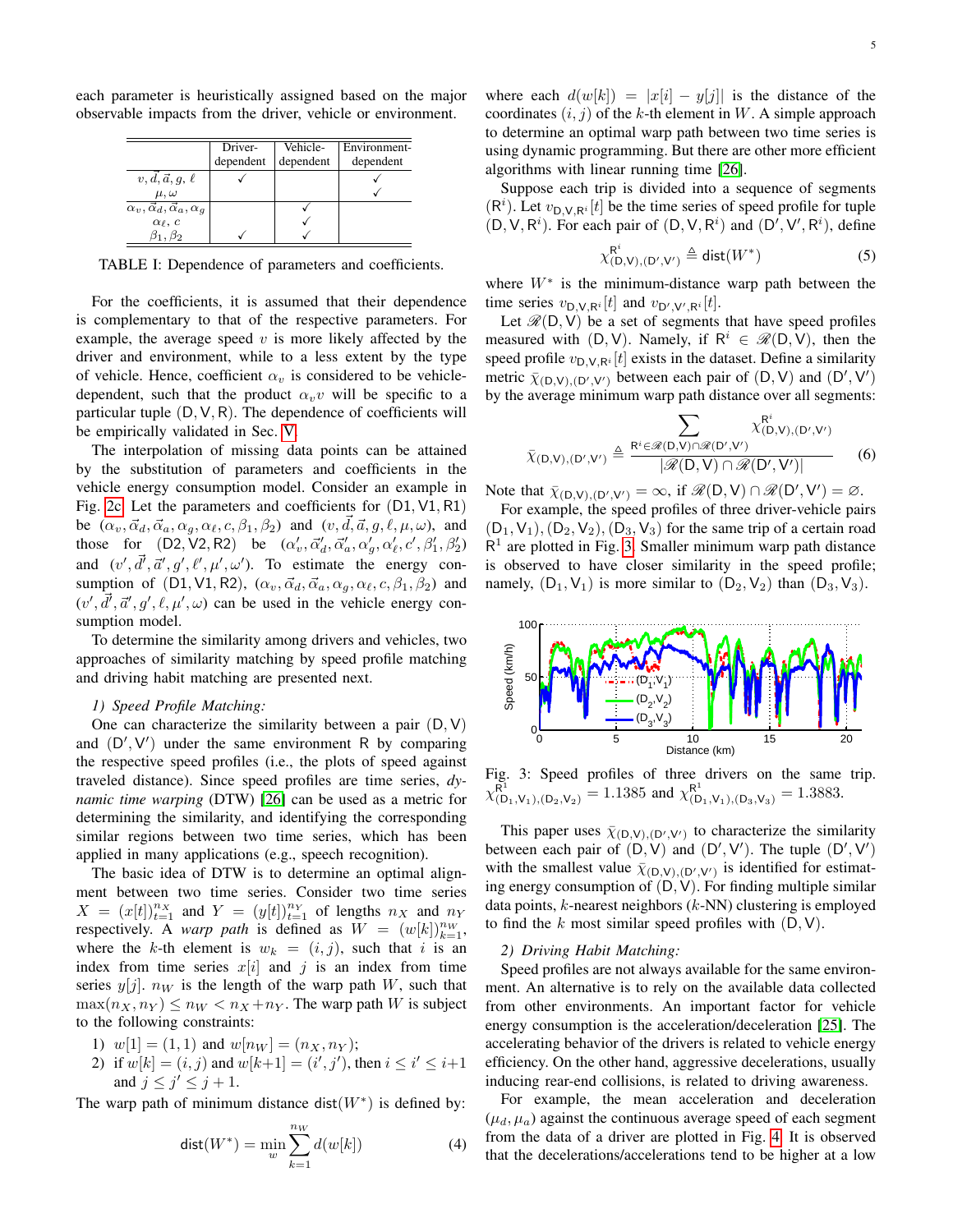each parameter is heuristically assigned based on the major observable impacts from the driver, vehicle or environment.

| | Driver-dependent | Vehicle-dependent | Environment-dependent |
|---|---|---|---|
| $v, \vec{d}, \vec{a}, g, \ell$ | ✓ | | ✓ |
| $\mu, \omega$ | | | ✓ |
| $\alpha_v, \vec{\alpha}_d, \vec{\alpha}_a, \alpha_g$ | | ✓ | |
| $\alpha_\ell, c$ | | ✓ | |
| $\beta_1, \beta_2$ | ✓ | ✓ | |

TABLE I: Dependence of parameters and coefficients.

For the coefficients, it is assumed that their dependence is complementary to that of the respective parameters. For example, the average speed $v$ is more likely affected by the driver and environment, while to a less extent by the type of vehicle. Hence, coefficient $\alpha_v$ is considered to be vehicle-dependent, such that the product $\alpha_v v$ will be specific to a particular tuple $(\mathsf{D}, \mathsf{V}, \mathsf{R})$. The dependence of coefficients will be empirically validated in Sec. V.

The interpolation of missing data points can be attained by the substitution of parameters and coefficients in the vehicle energy consumption model. Consider an example in Fig. 2c. Let the parameters and coefficients for (D1, V1, R1) be $(\alpha_v, \vec{\alpha}_d, \vec{\alpha}_a, \alpha_g, \alpha_\ell, c, \beta_1, \beta_2)$ and $(v, \vec{d}, \vec{a}, g, \ell, \mu, \omega)$, and those for (D2, V2, R2) be $(\alpha'_v, \vec{\alpha}'_d, \vec{\alpha}'_a, \alpha'_g, \alpha'_\ell, c', \beta'_1, \beta'_2)$ and $(v', \vec{d}', \vec{a}', g', \ell', \mu', \omega')$. To estimate the energy consumption of (D1, V1, R2), $(\alpha_v, \vec{\alpha}_d, \vec{\alpha}_a, \alpha_g, \alpha_\ell, c, \beta_1, \beta_2)$ and $(v', \vec{d}', \vec{a}', g', \ell, \mu', \omega)$ can be used in the vehicle energy consumption model.

To determine the similarity among drivers and vehicles, two approaches of similarity matching by speed profile matching and driving habit matching are presented next.

*1) Speed Profile Matching:*

One can characterize the similarity between a pair $(\mathsf{D}, \mathsf{V})$ and $(\mathsf{D}', \mathsf{V}')$ under the same environment $\mathsf{R}$ by comparing the respective speed profiles (i.e., the plots of speed against traveled distance). Since speed profiles are time series, *dynamic time warping* (DTW) [26] can be used as a metric for determining the similarity, and identifying the corresponding similar regions between two time series, which has been applied in many applications (e.g., speech recognition).

The basic idea of DTW is to determine an optimal alignment between two time series. Consider two time series $X = (x[t])_{t=1}^{n_X}$ and $Y = (y[t])_{t=1}^{n_Y}$ of lengths $n_X$ and $n_Y$ respectively. A *warp path* is defined as $W = (w[k])_{k=1}^{n_W}$, where the $k$-th element is $w_k = (i, j)$, such that $i$ is an index from time series $x[i]$ and $j$ is an index from time series $y[j]$. $n_W$ is the length of the warp path $W$, such that $\max(n_X, n_Y) \le n_W < n_X + n_Y$. The warp path $W$ is subject to the following constraints:

1) $w[1] = (1, 1)$ and $w[n_W] = (n_X, n_Y)$;
2) if $w[k] = (i, j)$ and $w[k+1] = (i', j')$, then $i \le i' \le i+1$ and $j \le j' \le j+1$.

The warp path of minimum distance $\mathsf{dist}(W^*)$ is defined by:

$$\mathsf{dist}(W^*) = \min_{w} \sum_{k=1}^{n_W} d(w[k]) \tag{4}$$

where each $d(w[k]) = |x[i] - y[j]|$ is the distance of the coordinates $(i, j)$ of the $k$-th element in $W$. A simple approach to determine an optimal warp path between two time series is using dynamic programming. But there are other more efficient algorithms with linear running time [26].

Suppose each trip is divided into a sequence of segments $(\mathsf{R}^i)$. Let $v_{\mathsf{D},\mathsf{V},\mathsf{R}^i}[t]$ be the time series of speed profile for tuple $(\mathsf{D}, \mathsf{V}, \mathsf{R}^i)$. For each pair of $(\mathsf{D}, \mathsf{V}, \mathsf{R}^i)$ and $(\mathsf{D}', \mathsf{V}', \mathsf{R}^i)$, define

$$\chi^{\mathsf{R}^i}_{(\mathsf{D},\mathsf{V}),(\mathsf{D}',\mathsf{V}')} \triangleq \mathsf{dist}(W^*) \tag{5}$$

where $W^*$ is the minimum-distance warp path between the time series $v_{\mathsf{D},\mathsf{V},\mathsf{R}^i}[t]$ and $v_{\mathsf{D}',\mathsf{V}',\mathsf{R}^i}[t]$.

Let $\mathscr{R}(\mathsf{D}, \mathsf{V})$ be a set of segments that have speed profiles measured with $(\mathsf{D}, \mathsf{V})$. Namely, if $\mathsf{R}^i \in \mathscr{R}(\mathsf{D}, \mathsf{V})$, then the speed profile $v_{\mathsf{D},\mathsf{V},\mathsf{R}^i}[t]$ exists in the dataset. Define a similarity metric $\bar{\chi}_{(\mathsf{D},\mathsf{V}),(\mathsf{D}',\mathsf{V}')}$ between each pair of $(\mathsf{D}, \mathsf{V})$ and $(\mathsf{D}', \mathsf{V}')$ by the average minimum warp path distance over all segments:

$$\bar{\chi}_{(\mathsf{D},\mathsf{V}),(\mathsf{D}',\mathsf{V}')} \triangleq \frac{\sum_{\mathsf{R}^i \in \mathscr{R}(\mathsf{D},\mathsf{V}) \cap \mathscr{R}(\mathsf{D}',\mathsf{V}')} \chi^{\mathsf{R}^i}_{(\mathsf{D},\mathsf{V}),(\mathsf{D}',\mathsf{V}')}}{|\mathscr{R}(\mathsf{D},\mathsf{V}) \cap \mathscr{R}(\mathsf{D}',\mathsf{V}')|} \tag{6}$$

Note that $\bar{\chi}_{(\mathsf{D},\mathsf{V}),(\mathsf{D}',\mathsf{V}')} = \infty$, if $\mathscr{R}(\mathsf{D}, \mathsf{V}) \cap \mathscr{R}(\mathsf{D}', \mathsf{V}') = \varnothing$.

For example, the speed profiles of three driver-vehicle pairs $(\mathsf{D}_1, \mathsf{V}_1), (\mathsf{D}_2, \mathsf{V}_2), (\mathsf{D}_3, \mathsf{V}_3)$ for the same trip of a certain road $\mathsf{R}^1$ are plotted in Fig. 3. Smaller minimum warp path distance is observed to have closer similarity in the speed profile; namely, $(\mathsf{D}_1, \mathsf{V}_1)$ is more similar to $(\mathsf{D}_2, \mathsf{V}_2)$ than $(\mathsf{D}_3, \mathsf{V}_3)$.

Fig. 3: Speed profiles of three drivers on the same trip. $\chi^{\mathsf{R}^1}_{(\mathsf{D}_1,\mathsf{V}_1),(\mathsf{D}_2,\mathsf{V}_2)} = 1.1385$ and $\chi^{\mathsf{R}^1}_{(\mathsf{D}_1,\mathsf{V}_1),(\mathsf{D}_3,\mathsf{V}_3)} = 1.3883$.

This paper uses $\bar{\chi}_{(\mathsf{D},\mathsf{V}),(\mathsf{D}',\mathsf{V}')}$ to characterize the similarity between each pair of $(\mathsf{D}, \mathsf{V})$ and $(\mathsf{D}', \mathsf{V}')$. The tuple $(\mathsf{D}', \mathsf{V}')$ with the smallest value $\bar{\chi}_{(\mathsf{D},\mathsf{V}),(\mathsf{D}',\mathsf{V}')}$ is identified for estimating energy consumption of $(\mathsf{D}, \mathsf{V})$. For finding multiple similar data points, $k$-nearest neighbors ($k$-NN) clustering is employed to find the $k$ most similar speed profiles with $(\mathsf{D}, \mathsf{V})$.

*2) Driving Habit Matching:*

Speed profiles are not always available for the same environment. An alternative is to rely on the available data collected from other environments. An important factor for vehicle energy consumption is the acceleration/deceleration [25]. The accelerating behavior of the drivers is related to vehicle energy efficiency. On the other hand, aggressive decelerations, usually inducing rear-end collisions, is related to driving awareness.

For example, the mean acceleration and deceleration $(\mu_d, \mu_a)$ against the continuous average speed of each segment from the data of a driver are plotted in Fig. 4. It is observed that the decelerations/accelerations tend to be higher at a low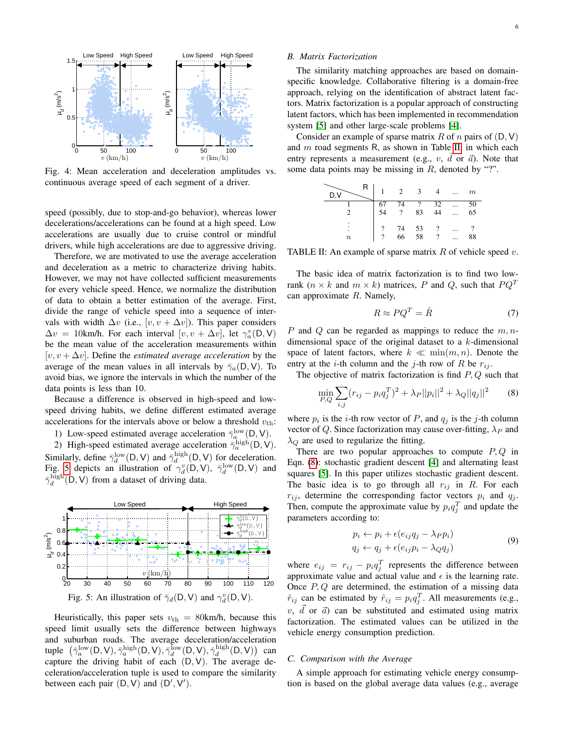Fig. 4: Mean acceleration and deceleration amplitudes vs. continuous average speed of each segment of a driver.

speed (possibly, due to stop-and-go behavior), whereas lower decelerations/accelerations can be found at a high speed. Low accelerations are usually due to cruise control or mindful drivers, while high accelerations are due to aggressive driving.

Therefore, we are motivated to use the average acceleration and deceleration as a metric to characterize driving habits. However, we may not have collected sufficient measurements for every vehicle speed. Hence, we normalize the distribution of data to obtain a better estimation of the average. First, divide the range of vehicle speed into a sequence of intervals with width $\Delta v$ (i.e., $[v, v + \Delta v]$). This paper considers $\Delta v$ = 10km/h. For each interval $[v, v + \Delta v]$, let $\gamma_a^v(\mathsf{D}, \mathsf{V})$ be the mean value of the acceleration measurements within $[v, v + \Delta v]$. Define the *estimated average acceleration* by the average of the mean values in all intervals by $\bar{\gamma}_a(\mathsf{D}, \mathsf{V})$. To avoid bias, we ignore the intervals in which the number of the data points is less than 10.

Because a difference is observed in high-speed and low-speed driving habits, we define different estimated average accelerations for the intervals above or below a threshold $v_{\rm th}$:

1) Low-speed estimated average acceleration $\bar{\gamma}_a^{\rm low}(\mathsf{D}, \mathsf{V})$.
2) High-speed estimated average acceleration $\bar{\gamma}_a^{\rm high}(\mathsf{D}, \mathsf{V})$.

Similarly, define $\bar{\gamma}_d^{\rm low}(\mathsf{D}, \mathsf{V})$ and $\bar{\gamma}_d^{\rm high}(\mathsf{D}, \mathsf{V})$ for deceleration. Fig. 5 depicts an illustration of $\gamma_d^v(\mathsf{D}, \mathsf{V})$, $\bar{\gamma}_d^{\rm low}(\mathsf{D}, \mathsf{V})$ and $\bar{\gamma}_d^{\rm high}(\mathsf{D}, \mathsf{V})$ from a dataset of driving data.

Fig. 5: An illustration of $\bar{\gamma}_d(\mathsf{D}, \mathsf{V})$ and $\gamma_d^v(\mathsf{D}, \mathsf{V})$.

Heuristically, this paper sets $v_{\rm th}$ = 80km/h, because this speed limit usually sets the difference between highways and suburban roads. The average deceleration/acceleration tuple $\big(\bar{\gamma}_a^{\rm low}(\mathsf{D}, \mathsf{V}), \bar{\gamma}_a^{\rm high}(\mathsf{D}, \mathsf{V}), \bar{\gamma}_d^{\rm low}(\mathsf{D}, \mathsf{V}), \bar{\gamma}_d^{\rm high}(\mathsf{D}, \mathsf{V})\big)$ can capture the driving habit of each $(\mathsf{D}, \mathsf{V})$. The average deceleration/acceleration tuple is used to compare the similarity between each pair $(\mathsf{D}, \mathsf{V})$ and $(\mathsf{D}', \mathsf{V}')$.

### B. Matrix Factorization

The similarity matching approaches are based on domain-specific knowledge. Collaborative filtering is a domain-free approach, relying on the identification of abstract latent factors. Matrix factorization is a popular approach of constructing latent factors, which has been implemented in recommendation system [5] and other large-scale problems [4].

Consider an example of sparse matrix $R$ of $n$ pairs of $(\mathsf{D}, \mathsf{V})$ and $m$ road segments $\mathsf{R}$, as shown in Table II, in which each entry represents a measurement (e.g., $v$, $d$ or $\vec{a}$). Note that some data points may be missing in $R$, denoted by "?".

| D,V \ R | 1 | 2 | 3 | 4 | ... | $m$ |
|---|---|---|---|---|---|---|
| 1 | 67 | 74 | ? | 32 | ... | 50 |
| 2 | 54 | ? | 83 | 44 | ... | 65 |
| ⋮ | ? | 74 | 53 | ? | ... | ? |
| $n$ | ? | 66 | 58 | ? | ... | 88 |

TABLE II: An example of sparse matrix $R$ of vehicle speed $v$.

The basic idea of matrix factorization is to find two low-rank ($n \times k$ and $m \times k$) matrices, $P$ and $Q$, such that $PQ^T$ can approximate $R$. Namely,

$$R \approx PQ^T = \hat{R} \tag{7}$$

$P$ and $Q$ can be regarded as mappings to reduce the $m, n$-dimensional space of the original dataset to a $k$-dimensional space of latent factors, where $k \ll \min(m, n)$. Denote the entry at the $i$-th column and the $j$-th row of $R$ be $r_{ij}$.

The objective of matrix factorization is find $P, Q$ such that

$$\min_{P,Q} \sum_{i,j} (r_{ij} - p_i q_j^T)^2 + \lambda_P ||p_i||^2 + \lambda_Q ||q_j||^2 \tag{8}$$

where $p_i$ is the $i$-th row vector of $P$, and $q_j$ is the $j$-th column vector of $Q$. Since factorization may cause over-fitting, $\lambda_P$ and $\lambda_Q$ are used to regularize the fitting.

There are two popular approaches to compute $P, Q$ in Eqn. (8): stochastic gradient descent [4] and alternating least squares [5]. In this paper utilizes stochastic gradient descent. The basic idea is to go through all $r_{ij}$ in $R$. For each $r_{ij}$, determine the corresponding factor vectors $p_i$ and $q_j$. Then, compute the approximate value by $p_i q_j^T$ and update the parameters according to:

$$\begin{aligned} p_i &\leftarrow p_i + \epsilon(e_{ij} q_j - \lambda_P p_i) \\ q_j &\leftarrow q_j + \epsilon(e_{ij} p_i - \lambda_Q q_j) \end{aligned} \tag{9}$$

where $e_{ij} = r_{ij} - p_i q_j^T$ represents the difference between approximate value and actual value and $\epsilon$ is the learning rate. Once $P, Q$ are determined, the estimation of a missing data $\hat{r}_{ij}$ can be estimated by $\hat{r}_{ij} = p_i q_j^T$. All measurements (e.g., $v$, $\vec{d}$ or $\vec{a}$) can be substituted and estimated using matrix factorization. The estimated values can be utilized in the vehicle energy consumption prediction.

### C. Comparison with the Average

A simple approach for estimating vehicle energy consumption is based on the global average data values (e.g., average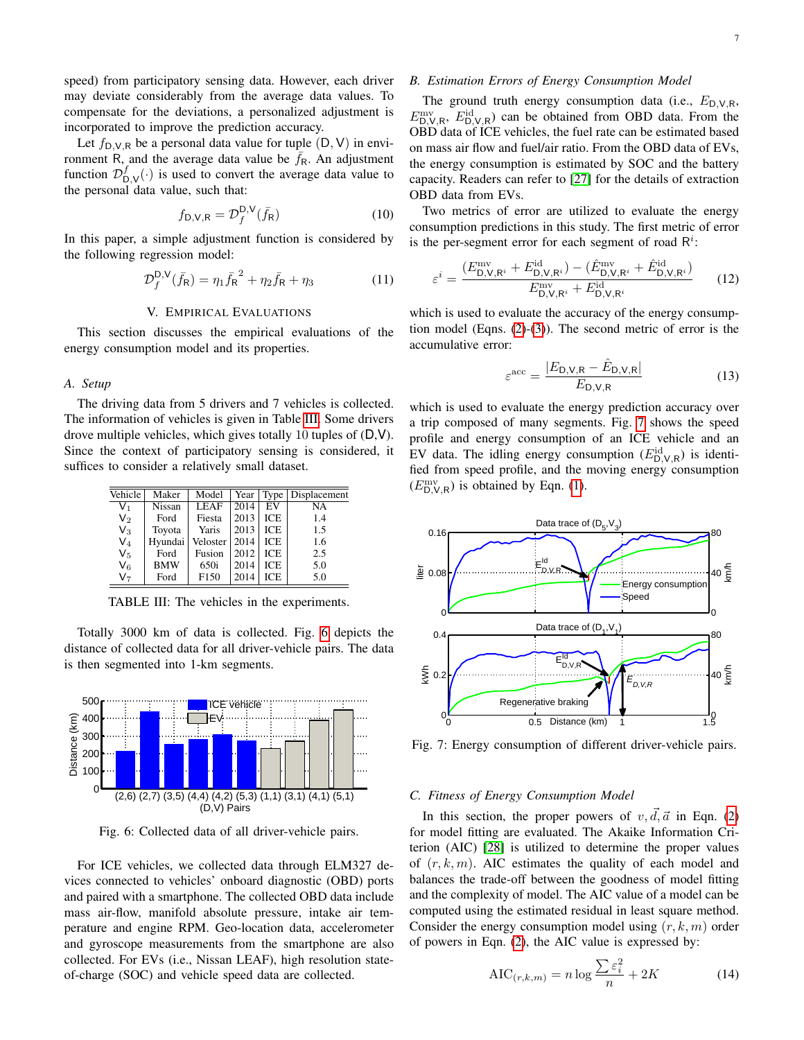speed) from participatory sensing data. However, each driver may deviate considerably from the average data values. To compensate for the deviations, a personalized adjustment is incorporated to improve the prediction accuracy.

Let $f_{\mathsf{D},\mathsf{V},\mathsf{R}}$ be a personal data value for tuple $(\mathsf{D},\mathsf{V})$ in environment $\mathsf{R}$, and the average data value be $\bar{f}_{\mathsf{R}}$. An adjustment function $\mathcal{D}^{f}_{\mathsf{D},\mathsf{V}}(\cdot)$ is used to convert the average data value to the personal data value, such that:

$$f_{\mathsf{D},\mathsf{V},\mathsf{R}} = \mathcal{D}^{\mathsf{D},\mathsf{V}}_{f}(\bar{f}_{\mathsf{R}}) \tag{10}$$

In this paper, a simple adjustment function is considered by the following regression model:

$$\mathcal{D}^{\mathsf{D},\mathsf{V}}_{f}(\bar{f}_{\mathsf{R}}) = \eta_1 \bar{f}_{\mathsf{R}}^{\,2} + \eta_2 \bar{f}_{\mathsf{R}} + \eta_3 \tag{11}$$

## V. Empirical Evaluations

This section discusses the empirical evaluations of the energy consumption model and its properties.

### A. Setup

The driving data from 5 drivers and 7 vehicles is collected. The information of vehicles is given in Table III. Some drivers drove multiple vehicles, which gives totally 10 tuples of $(\mathsf{D},\mathsf{V})$. Since the context of participatory sensing is considered, it suffices to consider a relatively small dataset.

| Vehicle | Maker | Model | Year | Type | Displacement |
|---|---|---|---|---|---|
| $\mathsf{V}_1$ | Nissan | LEAF | 2014 | EV | NA |
| $\mathsf{V}_2$ | Ford | Fiesta | 2013 | ICE | 1.4 |
| $\mathsf{V}_3$ | Toyota | Yaris | 2013 | ICE | 1.5 |
| $\mathsf{V}_4$ | Hyundai | Veloster | 2014 | ICE | 1.6 |
| $\mathsf{V}_5$ | Ford | Fusion | 2012 | ICE | 2.5 |
| $\mathsf{V}_6$ | BMW | 650i | 2014 | ICE | 5.0 |
| $\mathsf{V}_7$ | Ford | F150 | 2014 | ICE | 5.0 |

TABLE III: The vehicles in the experiments.

Totally 3000 km of data is collected. Fig. 6 depicts the distance of collected data for all driver-vehicle pairs. The data is then segmented into 1-km segments.

Fig. 6: Collected data of all driver-vehicle pairs.

For ICE vehicles, we collected data through ELM327 devices connected to vehicles' onboard diagnostic (OBD) ports and paired with a smartphone. The collected OBD data include mass air-flow, manifold absolute pressure, intake air temperature and engine RPM. Geo-location data, accelerometer and gyroscope measurements from the smartphone are also collected. For EVs (i.e., Nissan LEAF), high resolution state-of-charge (SOC) and vehicle speed data are collected.

### B. Estimation Errors of Energy Consumption Model

The ground truth energy consumption data (i.e., $E_{\mathsf{D},\mathsf{V},\mathsf{R}}$, $E^{\rm mv}_{\mathsf{D},\mathsf{V},\mathsf{R}}$, $E^{\rm id}_{\mathsf{D},\mathsf{V},\mathsf{R}}$) can be obtained from OBD data. From the OBD data of ICE vehicles, the fuel rate can be estimated based on mass air flow and fuel/air ratio. From the OBD data of EVs, the energy consumption is estimated by SOC and the battery capacity. Readers can refer to [27] for the details of extraction OBD data from EVs.

Two metrics of error are utilized to evaluate the energy consumption predictions in this study. The first metric of error is the per-segment error for each segment of road $\mathsf{R}^i$:

$$\varepsilon^{i} = \frac{(E^{\rm mv}_{\mathsf{D},\mathsf{V},\mathsf{R}^i} + E^{\rm id}_{\mathsf{D},\mathsf{V},\mathsf{R}^i}) - (\hat{E}^{\rm mv}_{\mathsf{D},\mathsf{V},\mathsf{R}^i} + \hat{E}^{\rm id}_{\mathsf{D},\mathsf{V},\mathsf{R}^i})}{E^{\rm mv}_{\mathsf{D},\mathsf{V},\mathsf{R}^i} + E^{\rm id}_{\mathsf{D},\mathsf{V},\mathsf{R}^i}} \tag{12}$$

which is used to evaluate the accuracy of the energy consumption model (Eqns. (2)-(3)). The second metric of error is the accumulative error:

$$\varepsilon^{\rm acc} = \frac{|E_{\mathsf{D},\mathsf{V},\mathsf{R}} - \hat{E}_{\mathsf{D},\mathsf{V},\mathsf{R}}|}{E_{\mathsf{D},\mathsf{V},\mathsf{R}}} \tag{13}$$

which is used to evaluate the energy prediction accuracy over a trip composed of many segments. Fig. 7 shows the speed profile and energy consumption of an ICE vehicle and an EV data. The idling energy consumption ($E^{\rm id}_{\mathsf{D},\mathsf{V},\mathsf{R}}$) is identified from speed profile, and the moving energy consumption ($E^{\rm mv}_{\mathsf{D},\mathsf{V},\mathsf{R}}$) is obtained by Eqn. (1).

Fig. 7: Energy consumption of different driver-vehicle pairs.

### C. Fitness of Energy Consumption Model

In this section, the proper powers of $v, \vec{d}, \vec{a}$ in Eqn. (2) for model fitting are evaluated. The Akaike Information Criterion (AIC) [28] is utilized to determine the proper values of $(r,k,m)$. AIC estimates the quality of each model and balances the trade-off between the goodness of model fitting and the complexity of model. The AIC value of a model can be computed using the estimated residual in least square method. Consider the energy consumption model using $(r,k,m)$ order of powers in Eqn. (2), the AIC value is expressed by:

$$\text{AIC}_{(r,k,m)} = n \log \frac{\sum \varepsilon_i^2}{n} + 2K \tag{14}$$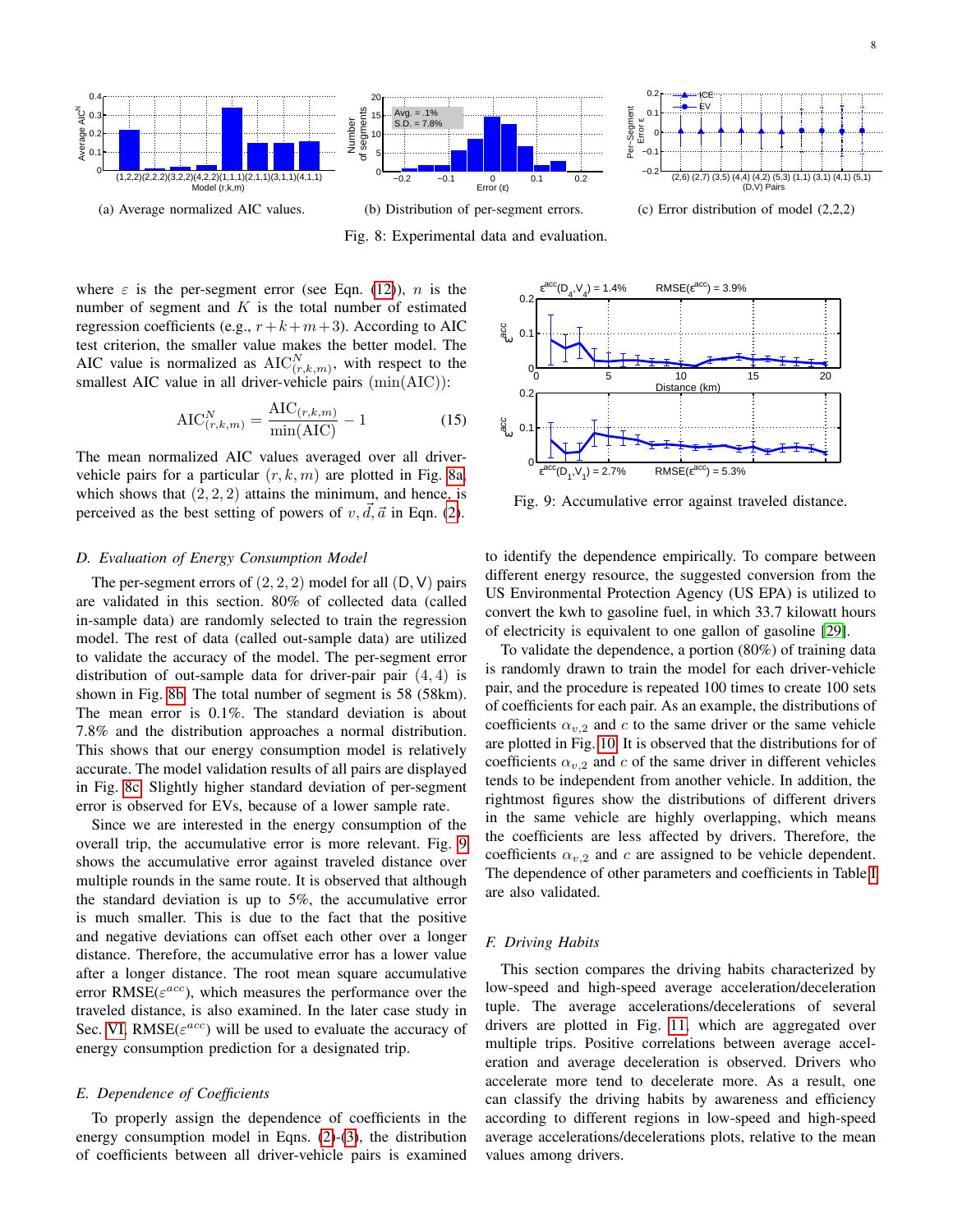(a) Average normalized AIC values.

(b) Distribution of per-segment errors.

(c) Error distribution of model (2,2,2)

Fig. 8: Experimental data and evaluation.

where $\varepsilon$ is the per-segment error (see Eqn. (12)), $n$ is the number of segment and $K$ is the total number of estimated regression coefficients (e.g., $r+k+m+3$). According to AIC test criterion, the smaller value makes the better model. The AIC value is normalized as $\text{AIC}^N_{(r,k,m)}$, with respect to the smallest AIC value in all driver-vehicle pairs $(\min(\text{AIC}))$:

$$\text{AIC}^N_{(r,k,m)} = \frac{\text{AIC}_{(r,k,m)}}{\min(\text{AIC})} - 1 \tag{15}$$

The mean normalized AIC values averaged over all driver-vehicle pairs for a particular $(r, k, m)$ are plotted in Fig. 8a, which shows that $(2, 2, 2)$ attains the minimum, and hence, is perceived as the best setting of powers of $v, \vec{d}, \vec{a}$ in Eqn. (2).

### D. Evaluation of Energy Consumption Model

The per-segment errors of $(2, 2, 2)$ model for all $(\mathsf{D}, \mathsf{V})$ pairs are validated in this section. 80% of collected data (called in-sample data) are randomly selected to train the regression model. The rest of data (called out-sample data) are utilized to validate the accuracy of the model. The per-segment error distribution of out-sample data for driver-pair pair $(4, 4)$ is shown in Fig. 8b. The total number of segment is 58 (58km). The mean error is 0.1%. The standard deviation is about 7.8% and the distribution approaches a normal distribution. This shows that our energy consumption model is relatively accurate. The model validation results of all pairs are displayed in Fig. 8c. Slightly higher standard deviation of per-segment error is observed for EVs, because of a lower sample rate.

Since we are interested in the energy consumption of the overall trip, the accumulative error is more relevant. Fig. 9 shows the accumulative error against traveled distance over multiple rounds in the same route. It is observed that although the standard deviation is up to 5%, the accumulative error is much smaller. This is due to the fact that the positive and negative deviations can offset each other over a longer distance. Therefore, the accumulative error has a lower value after a longer distance. The root mean square accumulative error $\text{RMSE}(\varepsilon^{acc})$, which measures the performance over the traveled distance, is also examined. In the later case study in Sec. VI, $\text{RMSE}(\varepsilon^{acc})$ will be used to evaluate the accuracy of energy consumption prediction for a designated trip.

Fig. 9: Accumulative error against traveled distance.

### E. Dependence of Coefficients

To properly assign the dependence of coefficients in the energy consumption model in Eqns. (2)-(3), the distribution of coefficients between all driver-vehicle pairs is examined to identify the dependence empirically. To compare between different energy resource, the suggested conversion from the US Environmental Protection Agency (US EPA) is utilized to convert the kwh to gasoline fuel, in which 33.7 kilowatt hours of electricity is equivalent to one gallon of gasoline [29].

To validate the dependence, a portion (80%) of training data is randomly drawn to train the model for each driver-vehicle pair, and the procedure is repeated 100 times to create 100 sets of coefficients for each pair. As an example, the distributions of coefficients $\alpha_{v,2}$ and $c$ to the same driver or the same vehicle are plotted in Fig. 10. It is observed that the distributions for of coefficients $\alpha_{v,2}$ and $c$ of the same driver in different vehicles tends to be independent from another vehicle. In addition, the rightmost figures show the distributions of different drivers in the same vehicle are highly overlapping, which means the coefficients are less affected by drivers. Therefore, the coefficients $\alpha_{v,2}$ and $c$ are assigned to be vehicle dependent. The dependence of other parameters and coefficients in Table I are also validated.

### F. Driving Habits

This section compares the driving habits characterized by low-speed and high-speed average acceleration/deceleration tuple. The average accelerations/decelerations of several drivers are plotted in Fig. 11, which are aggregated over multiple trips. Positive correlations between average acceleration and average deceleration is observed. Drivers who accelerate more tend to decelerate more. As a result, one can classify the driving habits by awareness and efficiency according to different regions in low-speed and high-speed average accelerations/decelerations plots, relative to the mean values among drivers.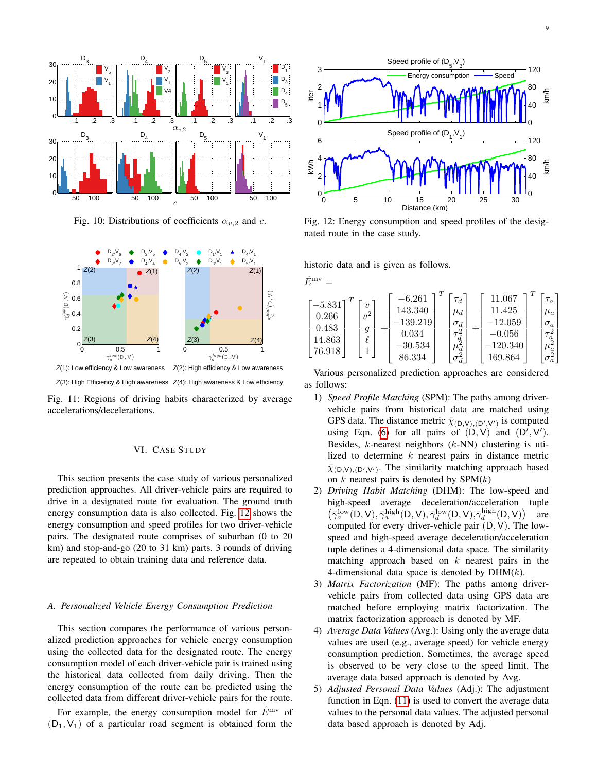Fig. 10: Distributions of coefficients $\alpha_{v,2}$ and $c$.

Fig. 11: Regions of driving habits characterized by average accelerations/decelerations.

## VI. Case Study

This section presents the case study of various personalized prediction approaches. All driver-vehicle pairs are required to drive in a designated route for evaluation. The ground truth energy consumption data is also collected. Fig. 12 shows the energy consumption and speed profiles for two driver-vehicle pairs. The designated route comprises of suburban (0 to 20 km) and stop-and-go (20 to 31 km) parts. 3 rounds of driving are repeated to obtain training data and reference data.

### A. Personalized Vehicle Energy Consumption Prediction

This section compares the performance of various personalized prediction approaches for vehicle energy consumption using the collected data for the designated route. The energy consumption model of each driver-vehicle pair is trained using the historical data collected from daily driving. Then the energy consumption of the route can be predicted using the collected data from different driver-vehicle pairs for the route.

For example, the energy consumption model for $\hat{E}^{\rm mv}$ of $(\mathsf{D}_1, \mathsf{V}_1)$ of a particular road segment is obtained form the

Fig. 12: Energy consumption and speed profiles of the designated route in the case study.

historic data and is given as follows.

$$\hat{E}^{\rm mv} = \begin{bmatrix} -5.831 \\ 0.266 \\ 0.483 \\ 14.863 \\ 76.918 \end{bmatrix}^T \begin{bmatrix} v \\ v^2 \\ g \\ \ell \\ 1 \end{bmatrix} + \begin{bmatrix} -6.261 \\ 143.340 \\ -139.219 \\ 0.034 \\ -30.534 \\ 86.334 \end{bmatrix}^T \begin{bmatrix} \tau_d \\ \mu_d \\ \sigma_d \\ \tau_d^2 \\ \mu_d^2 \\ \sigma_d^2 \end{bmatrix} + \begin{bmatrix} 11.067 \\ 11.425 \\ -12.059 \\ -0.056 \\ -120.340 \\ 169.864 \end{bmatrix}^T \begin{bmatrix} \tau_a \\ \mu_a \\ \sigma_a \\ \tau_a^2 \\ \mu_a^2 \\ \sigma_a^2 \end{bmatrix}$$

Various personalized prediction approaches are considered as follows:

1) *Speed Profile Matching* (SPM): The paths among driver-vehicle pairs from historical data are matched using GPS data. The distance metric $\bar{X}_{(\mathsf{D},\mathsf{V}),(\mathsf{D}',\mathsf{V}')}$ is computed using Eqn. (6) for all pairs of $(\mathsf{D}, \mathsf{V})$ and $(\mathsf{D}', \mathsf{V}')$. Besides, $k$-nearest neighbors ($k$-NN) clustering is utilized to determine $k$ nearest pairs in distance metric $\bar{X}_{(\mathsf{D},\mathsf{V}),(\mathsf{D}',\mathsf{V}')}$. The similarity matching approach based on $k$ nearest pairs is denoted by SPM($k$).
2) *Driving Habit Matching* (DHM): The low-speed and high-speed average deceleration/acceleration tuple $\big(\bar{\gamma}_a^{\rm low}(\mathsf{D},\mathsf{V}), \bar{\gamma}_a^{\rm high}(\mathsf{D},\mathsf{V}), \bar{\gamma}_d^{\rm low}(\mathsf{D},\mathsf{V}), \bar{\gamma}_d^{\rm high}(\mathsf{D},\mathsf{V})\big)$ are computed for every driver-vehicle pair $(\mathsf{D}, \mathsf{V})$. The low-speed and high-speed average deceleration/acceleration tuple defines a 4-dimensional data space. The similarity matching approach based on $k$ nearest pairs in the 4-dimensional data space is denoted by DHM($k$).
3) *Matrix Factorization* (MF): The paths among driver-vehicle pairs from collected data using GPS data are matched before employing matrix factorization. The matrix factorization approach is denoted by MF.
4) *Average Data Values* (Avg.): Using only the average data values are used (e.g., average speed) for vehicle energy consumption prediction. Sometimes, the average speed is observed to be very close to the speed limit. The average data based approach is denoted by Avg.
5) *Adjusted Personal Data Values* (Adj.): The adjustment function in Eqn. (11) is used to convert the average data values to the personal data values. The adjusted personal data based approach is denoted by Adj.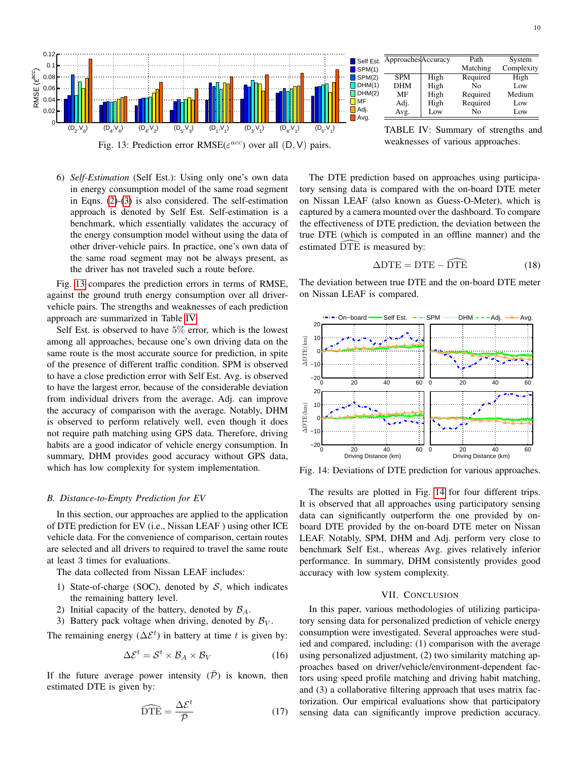Fig. 13: Prediction error RMSE($\varepsilon^{acc}$) over all $(\mathsf{D}, \mathsf{V})$ pairs.

| Approaches | Accuracy | Path Matching | System Complexity |
|---|---|---|---|
| SPM | High | Required | High |
| DHM | High | No | Low |
| MF | High | Required | Medium |
| Adj. | High | Required | Low |
| Avg. | Low | No | Low |

TABLE IV: Summary of strengths and weaknesses of various approaches.

6) *Self-Estimation* (Self Est.): Using only one's own data in energy consumption model of the same road segment in Eqns. (2)-(3) is also considered. The self-estimation approach is denoted by Self Est. Self-estimation is a benchmark, which essentially validates the accuracy of the energy consumption model without using the data of other driver-vehicle pairs. In practice, one's own data of the same road segment may not be always present, as the driver has not traveled such a route before.

Fig. 13 compares the prediction errors in terms of RMSE, against the ground truth energy consumption over all driver-vehicle pairs. The strengths and weaknesses of each prediction approach are summarized in Table IV.

Self Est. is observed to have 5% error, which is the lowest among all approaches, because one's own driving data on the same route is the most accurate source for prediction, in spite of the presence of different traffic condition. SPM is observed to have a close prediction error with Self Est. Avg. is observed to have the largest error, because of the considerable deviation from individual drivers from the average. Adj. can improve the accuracy of comparison with the average. Notably, DHM is observed to perform relatively well, even though it does not require path matching using GPS data. Therefore, driving habits are a good indicator of vehicle energy consumption. In summary, DHM provides good accuracy without GPS data, which has low complexity for system implementation.

### B. Distance-to-Empty Prediction for EV

In this section, our approaches are applied to the application of DTE prediction for EV (i.e., Nissan LEAF ) using other ICE vehicle data. For the convenience of comparison, certain routes are selected and all drivers to required to travel the same route at least 3 times for evaluations.

The data collected from Nissan LEAF includes:

1) State-of-charge (SOC), denoted by $\mathcal{S}$, which indicates the remaining battery level.
2) Initial capacity of the battery, denoted by $\mathcal{B}_A$.
3) Battery pack voltage when driving, denoted by $\mathcal{B}_V$.

The remaining energy ($\Delta\mathcal{E}^t$) in battery at time $t$ is given by:

$$\Delta\mathcal{E}^t = \mathcal{S}^t \times \mathcal{B}_A \times \mathcal{B}_V \tag{16}$$

If the future average power intensity ($\bar{\mathcal{P}}$) is known, then estimated DTE is given by:

$$\widehat{\mathrm{DTE}} = \frac{\Delta\mathcal{E}^t}{\bar{\mathcal{P}}} \tag{17}$$

The DTE prediction based on approaches using participatory sensing data is compared with the on-board DTE meter on Nissan LEAF (also known as Guess-O-Meter), which is captured by a camera mounted over the dashboard. To compare the effectiveness of DTE prediction, the deviation between the true DTE (which is computed in an offline manner) and the estimated $\widehat{\mathrm{DTE}}$ is measured by:

$$\Delta\mathrm{DTE} = \mathrm{DTE} - \widehat{\mathrm{DTE}} \tag{18}$$

The deviation between true DTE and the on-board DTE meter on Nissan LEAF is compared.

Fig. 14: Deviations of DTE prediction for various approaches.

The results are plotted in Fig. 14 for four different trips. It is observed that all approaches using participatory sensing data can significantly outperform the one provided by on-board DTE provided by the on-board DTE meter on Nissan LEAF. Notably, SPM, DHM and Adj. perform very close to benchmark Self Est., whereas Avg. gives relatively inferior performance. In summary, DHM consistently provides good accuracy with low system complexity.

## VII. Conclusion

In this paper, various methodologies of utilizing participatory sensing data for personalized prediction of vehicle energy consumption were investigated. Several approaches were studied and compared, including: (1) comparison with the average using personalized adjustment, (2) two similarity matching approaches based on driver/vehicle/environment-dependent factors using speed profile matching and driving habit matching, and (3) a collaborative filtering approach that uses matrix factorization. Our empirical evaluations show that participatory sensing data can significantly improve prediction accuracy.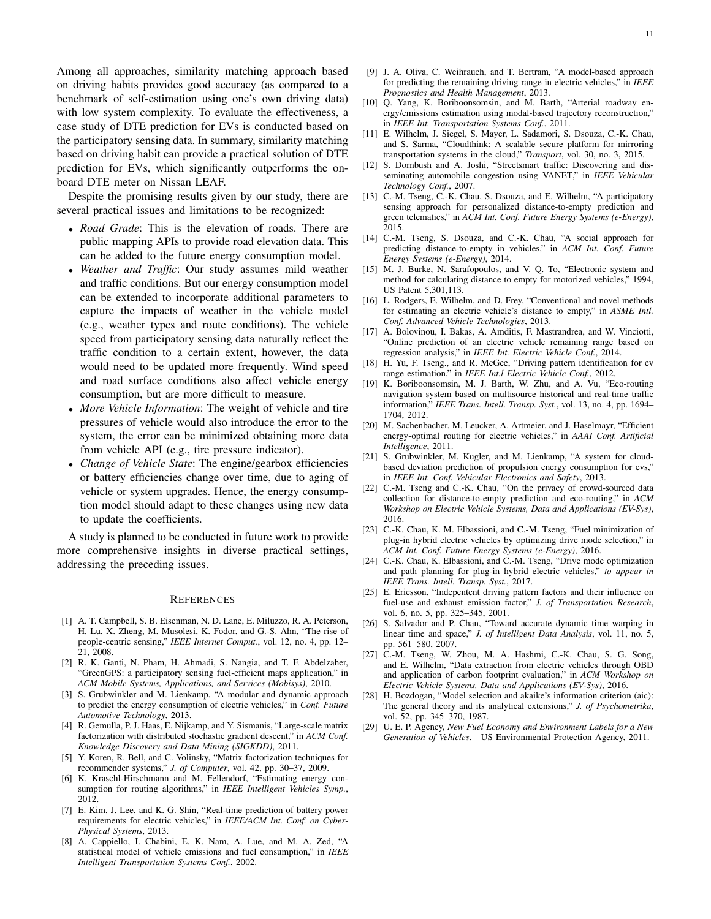Among all approaches, similarity matching approach based on driving habits provides good accuracy (as compared to a benchmark of self-estimation using one's own driving data) with low system complexity. To evaluate the effectiveness, a case study of DTE prediction for EVs is conducted based on the participatory sensing data. In summary, similarity matching based on driving habit can provide a practical solution of DTE prediction for EVs, which significantly outperforms the on-board DTE meter on Nissan LEAF.

Despite the promising results given by our study, there are several practical issues and limitations to be recognized:

- *Road Grade*: This is the elevation of roads. There are public mapping APIs to provide road elevation data. This can be added to the future energy consumption model.
- *Weather and Traffic*: Our study assumes mild weather and traffic conditions. But our energy consumption model can be extended to incorporate additional parameters to capture the impacts of weather in the vehicle model (e.g., weather types and route conditions). The vehicle speed from participatory sensing data naturally reflect the traffic condition to a certain extent, however, the data would need to be updated more frequently. Wind speed and road surface conditions also affect vehicle energy consumption, but are more difficult to measure.
- *More Vehicle Information*: The weight of vehicle and tire pressures of vehicle would also introduce the error to the system, the error can be minimized obtaining more data from vehicle API (e.g., tire pressure indicator).
- *Change of Vehicle State*: The engine/gearbox efficiencies or battery efficiencies change over time, due to aging of vehicle or system upgrades. Hence, the energy consumption model should adapt to these changes using new data to update the coefficients.

A study is planned to be conducted in future work to provide more comprehensive insights in diverse practical settings, addressing the preceding issues.

## References

[1] A. T. Campbell, S. B. Eisenman, N. D. Lane, E. Miluzzo, R. A. Peterson, H. Lu, X. Zheng, M. Musolesi, K. Fodor, and G.-S. Ahn, "The rise of people-centric sensing," *IEEE Internet Comput.*, vol. 12, no. 4, pp. 12–21, 2008.

[2] R. K. Ganti, N. Pham, H. Ahmadi, S. Nangia, and T. F. Abdelzaher, "GreenGPS: a participatory sensing fuel-efficient maps application," in *ACM Mobile Systems, Applications, and Services (Mobisys)*, 2010.

[3] S. Grubwinkler and M. Lienkamp, "A modular and dynamic approach to predict the energy consumption of electric vehicles," in *Conf. Future Automotive Technology*, 2013.

[4] R. Gemulla, P. J. Haas, E. Nijkamp, and Y. Sismanis, "Large-scale matrix factorization with distributed stochastic gradient descent," in *ACM Conf. Knowledge Discovery and Data Mining (SIGKDD)*, 2011.

[5] Y. Koren, R. Bell, and C. Volinsky, "Matrix factorization techniques for recommender systems," *J. of Computer*, vol. 42, pp. 30–37, 2009.

[6] K. Kraschl-Hirschmann and M. Fellendorf, "Estimating energy consumption for routing algorithms," in *IEEE Intelligent Vehicles Symp.*, 2012.

[7] E. Kim, J. Lee, and K. G. Shin, "Real-time prediction of battery power requirements for electric vehicles," in *IEEE/ACM Int. Conf. on Cyber-Physical Systems*, 2013.

[8] A. Cappiello, I. Chabini, E. K. Nam, A. Lue, and M. A. Zed, "A statistical model of vehicle emissions and fuel consumption," in *IEEE Intelligent Transportation Systems Conf.*, 2002.

[9] J. A. Oliva, C. Weihrauch, and T. Bertram, "A model-based approach for predicting the remaining driving range in electric vehicles," in *IEEE Prognostics and Health Management*, 2013.

[10] Q. Yang, K. Boriboonsomsin, and M. Barth, "Arterial roadway energy/emissions estimation using modal-based trajectory reconstruction," in *IEEE Int. Transportation Systems Conf.*, 2011.

[11] E. Wilhelm, J. Siegel, S. Mayer, L. Sadamori, S. Dsouza, C.-K. Chau, and S. Sarma, "Cloudthink: A scalable secure platform for mirroring transportation systems in the cloud," *Transport*, vol. 30, no. 3, 2015.

[12] S. Dornbush and A. Joshi, "Streetsmart traffic: Discovering and disseminating automobile congestion using VANET," in *IEEE Vehicular Technology Conf.*, 2007.

[13] C.-M. Tseng, C.-K. Chau, S. Dsouza, and E. Wilhelm, "A participatory sensing approach for personalized distance-to-empty prediction and green telematics," in *ACM Int. Conf. Future Energy Systems (e-Energy)*, 2015.

[14] C.-M. Tseng, S. Dsouza, and C.-K. Chau, "A social approach for predicting distance-to-empty in vehicles," in *ACM Int. Conf. Future Energy Systems (e-Energy)*, 2014.

[15] M. J. Burke, N. Sarafopoulos, and V. Q. To, "Electronic system and method for calculating distance to empty for motorized vehicles," 1994, US Patent 5,301,113.

[16] L. Rodgers, E. Wilhelm, and D. Frey, "Conventional and novel methods for estimating an electric vehicle's distance to empty," in *ASME Intl. Conf. Advanced Vehicle Technologies*, 2013.

[17] A. Bolovinou, I. Bakas, A. Amditis, F. Mastrandrea, and W. Vinciotti, "Online prediction of an electric vehicle remaining range based on regression analysis," in *IEEE Int. Electric Vehicle Conf.*, 2014.

[18] H. Yu, F. Tseng., and R. McGee, "Driving pattern identification for ev range estimation," in *IEEE Int.l Electric Vehicle Conf.*, 2012.

[19] K. Boriboonsomsin, M. J. Barth, W. Zhu, and A. Vu, "Eco-routing navigation system based on multisource historical and real-time traffic information," *IEEE Trans. Intell. Transp. Syst.*, vol. 13, no. 4, pp. 1694–1704, 2012.

[20] M. Sachenbacher, M. Leucker, A. Artmeier, and J. Haselmayr, "Efficient energy-optimal routing for electric vehicles," in *AAAI Conf. Artificial Intelligence*, 2011.

[21] S. Grubwinkler, M. Kugler, and M. Lienkamp, "A system for cloud-based deviation prediction of propulsion energy consumption for evs," in *IEEE Int. Conf. Vehicular Electronics and Safety*, 2013.

[22] C.-M. Tseng and C.-K. Chau, "On the privacy of crowd-sourced data collection for distance-to-empty prediction and eco-routing," in *ACM Workshop on Electric Vehicle Systems, Data and Applications (EV-Sys)*, 2016.

[23] C.-K. Chau, K. M. Elbassioni, and C.-M. Tseng, "Fuel minimization of plug-in hybrid electric vehicles by optimizing drive mode selection," in *ACM Int. Conf. Future Energy Systems (e-Energy)*, 2016.

[24] C.-K. Chau, K. Elbassioni, and C.-M. Tseng, "Drive mode optimization and path planning for plug-in hybrid electric vehicles," *to appear in IEEE Trans. Intell. Transp. Syst.*, 2017.

[25] E. Ericsson, "Indepentent driving pattern factors and their influence on fuel-use and exhaust emission factor," *J. of Transportation Research*, vol. 6, no. 5, pp. 325–345, 2001.

[26] S. Salvador and P. Chan, "Toward accurate dynamic time warping in linear time and space," *J. of Intelligent Data Analysis*, vol. 11, no. 5, pp. 561–580, 2007.

[27] C.-M. Tseng, W. Zhou, M. A. Hashmi, C.-K. Chau, S. G. Song, and E. Wilhelm, "Data extraction from electric vehicles through OBD and application of carbon footprint evaluation," in *ACM Workshop on Electric Vehicle Systems, Data and Applications (EV-Sys)*, 2016.

[28] H. Bozdogan, "Model selection and akaike's information criterion (aic): The general theory and its analytical extensions," *J. of Psychometrika*, vol. 52, pp. 345–370, 1987.

[29] U. E. P. Agency, *New Fuel Economy and Environment Labels for a New Generation of Vehicles*. US Environmental Protection Agency, 2011.